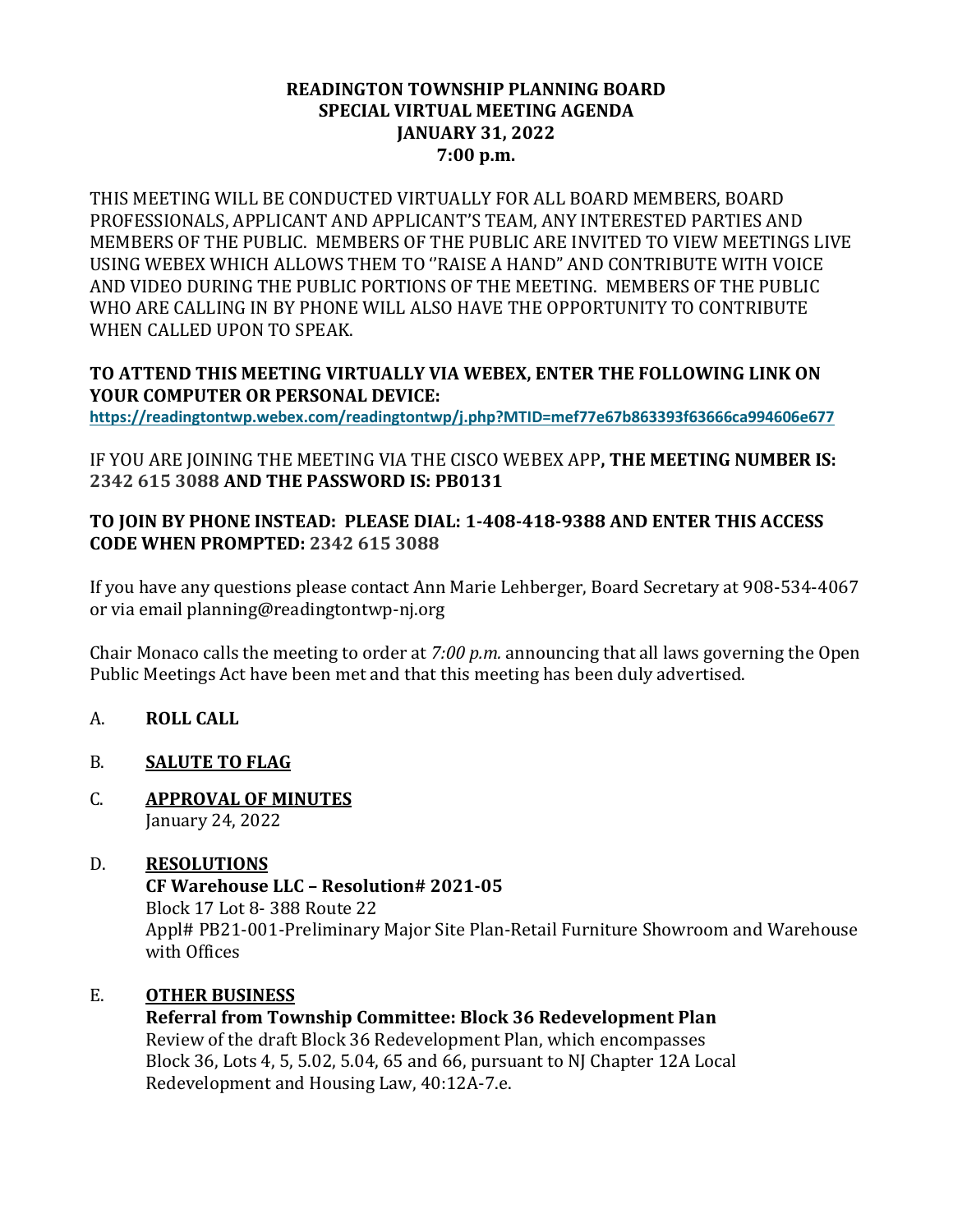# READINGTON TOWNSHIP PLANNING BOARD
## SPECIAL VIRTUAL MEETING AGENDA
## JANUARY 31, 2022
## 7:00 p.m.

THIS MEETING WILL BE CONDUCTED VIRTUALLY FOR ALL BOARD MEMBERS, BOARD PROFESSIONALS, APPLICANT AND APPLICANT'S TEAM, ANY INTERESTED PARTIES AND MEMBERS OF THE PUBLIC. MEMBERS OF THE PUBLIC ARE INVITED TO VIEW MEETINGS LIVE USING WEBEX WHICH ALLOWS THEM TO ''RAISE A HAND" AND CONTRIBUTE WITH VOICE AND VIDEO DURING THE PUBLIC PORTIONS OF THE MEETING. MEMBERS OF THE PUBLIC WHO ARE CALLING IN BY PHONE WILL ALSO HAVE THE OPPORTUNITY TO CONTRIBUTE WHEN CALLED UPON TO SPEAK.

**TO ATTEND THIS MEETING VIRTUALLY VIA WEBEX, ENTER THE FOLLOWING LINK ON YOUR COMPUTER OR PERSONAL DEVICE:**
**https://readingtontwp.webex.com/readingtontwp/j.php?MTID=mef77e67b863393f63666ca994606e677**

IF YOU ARE JOINING THE MEETING VIA THE CISCO WEBEX APP**, THE MEETING NUMBER IS: 2342 615 3088 AND THE PASSWORD IS: PB0131**

**TO JOIN BY PHONE INSTEAD: PLEASE DIAL: 1-408-418-9388 AND ENTER THIS ACCESS CODE WHEN PROMPTED: 2342 615 3088**

If you have any questions please contact Ann Marie Lehberger, Board Secretary at 908-534-4067 or via email planning@readingtontwp-nj.org

Chair Monaco calls the meeting to order at *7:00 p.m.* announcing that all laws governing the Open Public Meetings Act have been met and that this meeting has been duly advertised.

A. **ROLL CALL**

B. **SALUTE TO FLAG**

C. **APPROVAL OF MINUTES**
January 24, 2022

D. **RESOLUTIONS**
**CF Warehouse LLC – Resolution# 2021-05**
Block 17 Lot 8- 388 Route 22
Appl# PB21-001-Preliminary Major Site Plan-Retail Furniture Showroom and Warehouse with Offices

E. **OTHER BUSINESS**
**Referral from Township Committee: Block 36 Redevelopment Plan**
Review of the draft Block 36 Redevelopment Plan, which encompasses Block 36, Lots 4, 5, 5.02, 5.04, 65 and 66, pursuant to NJ Chapter 12A Local Redevelopment and Housing Law, 40:12A-7.e.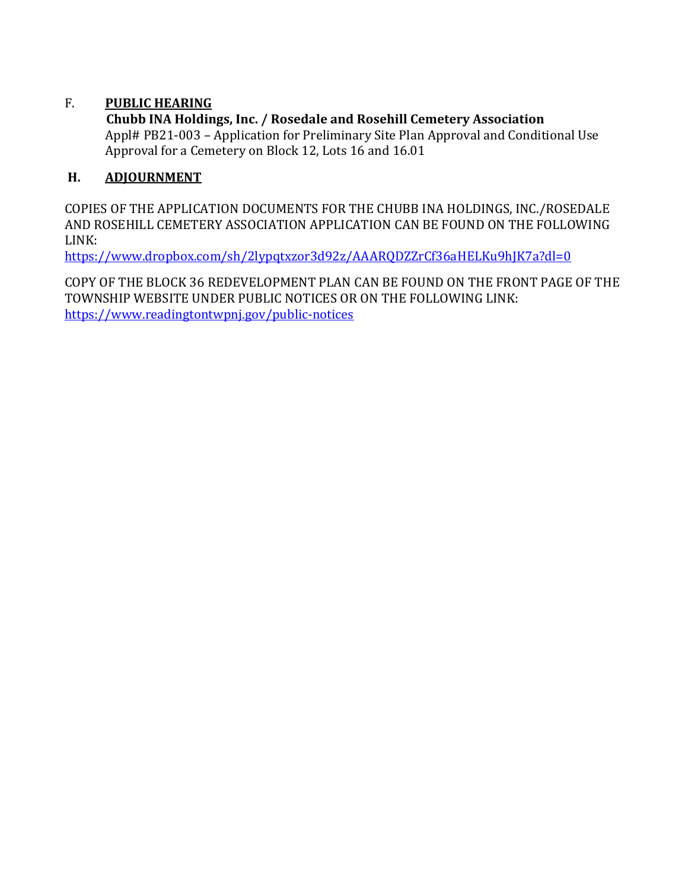F. **PUBLIC HEARING**

**Chubb INA Holdings, Inc. / Rosedale and Rosehill Cemetery Association**
Appl# PB21-003 – Application for Preliminary Site Plan Approval and Conditional Use Approval for a Cemetery on Block 12, Lots 16 and 16.01

**H. ADJOURNMENT**

COPIES OF THE APPLICATION DOCUMENTS FOR THE CHUBB INA HOLDINGS, INC./ROSEDALE AND ROSEHILL CEMETERY ASSOCIATION APPLICATION CAN BE FOUND ON THE FOLLOWING LINK:
https://www.dropbox.com/sh/2lypqtxzor3d92z/AAARQDZZrCf36aHELKu9hJK7a?dl=0

COPY OF THE BLOCK 36 REDEVELOPMENT PLAN CAN BE FOUND ON THE FRONT PAGE OF THE TOWNSHIP WEBSITE UNDER PUBLIC NOTICES OR ON THE FOLLOWING LINK:
https://www.readingtontwpnj.gov/public-notices